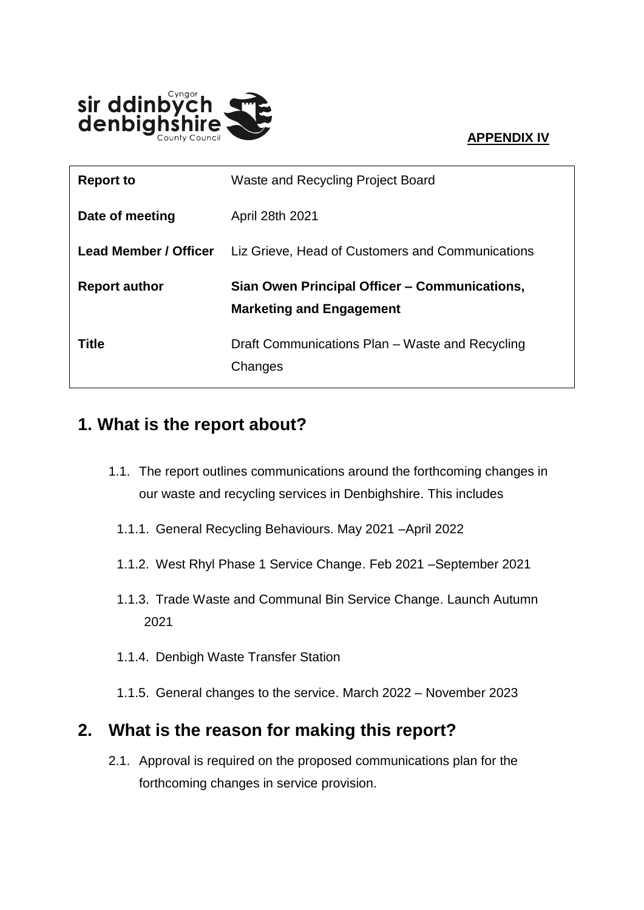**APPENDIX IV**

| **Report to** | Waste and Recycling Project Board |
| --- | --- |
| **Date of meeting** | April 28th 2021 |
| **Lead Member / Officer** | Liz Grieve, Head of Customers and Communications |
| **Report author** | **Sian Owen Principal Officer – Communications, Marketing and Engagement** |
| **Title** | Draft Communications Plan – Waste and Recycling Changes |

## 1. What is the report about?

1.1. The report outlines communications around the forthcoming changes in our waste and recycling services in Denbighshire. This includes

1.1.1. General Recycling Behaviours. May 2021 –April 2022

1.1.2. West Rhyl Phase 1 Service Change. Feb 2021 –September 2021

1.1.3. Trade Waste and Communal Bin Service Change. Launch Autumn 2021

1.1.4. Denbigh Waste Transfer Station

1.1.5. General changes to the service. March 2022 – November 2023

## 2. What is the reason for making this report?

2.1. Approval is required on the proposed communications plan for the forthcoming changes in service provision.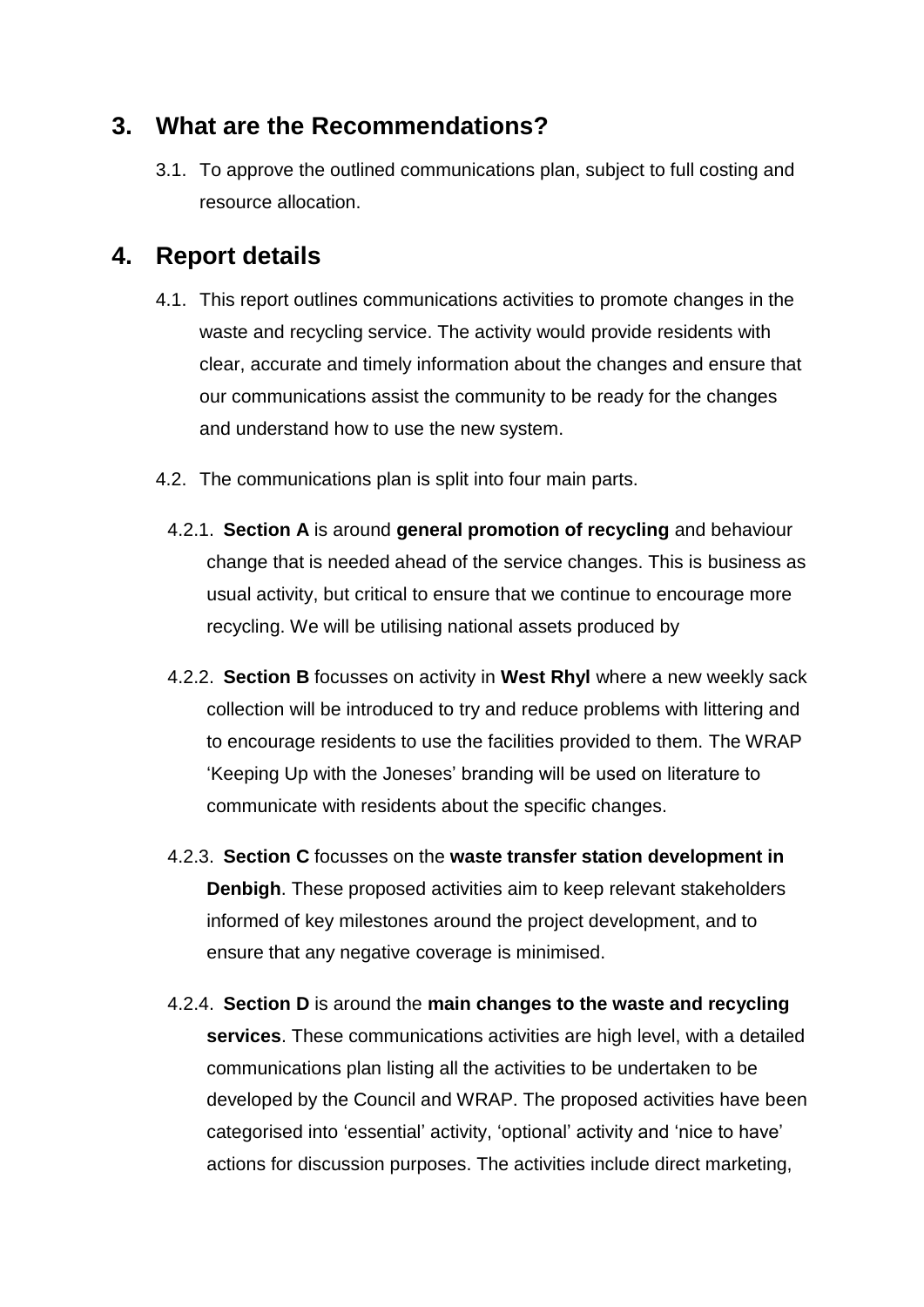## 3. What are the Recommendations?

3.1. To approve the outlined communications plan, subject to full costing and resource allocation.

## 4. Report details

4.1. This report outlines communications activities to promote changes in the waste and recycling service. The activity would provide residents with clear, accurate and timely information about the changes and ensure that our communications assist the community to be ready for the changes and understand how to use the new system.

4.2. The communications plan is split into four main parts.

4.2.1. **Section A** is around **general promotion of recycling** and behaviour change that is needed ahead of the service changes. This is business as usual activity, but critical to ensure that we continue to encourage more recycling. We will be utilising national assets produced by

4.2.2. **Section B** focusses on activity in **West Rhyl** where a new weekly sack collection will be introduced to try and reduce problems with littering and to encourage residents to use the facilities provided to them. The WRAP 'Keeping Up with the Joneses' branding will be used on literature to communicate with residents about the specific changes.

4.2.3. **Section C** focusses on the **waste transfer station development in Denbigh**. These proposed activities aim to keep relevant stakeholders informed of key milestones around the project development, and to ensure that any negative coverage is minimised.

4.2.4. **Section D** is around the **main changes to the waste and recycling services**. These communications activities are high level, with a detailed communications plan listing all the activities to be undertaken to be developed by the Council and WRAP. The proposed activities have been categorised into 'essential' activity, 'optional' activity and 'nice to have' actions for discussion purposes. The activities include direct marketing,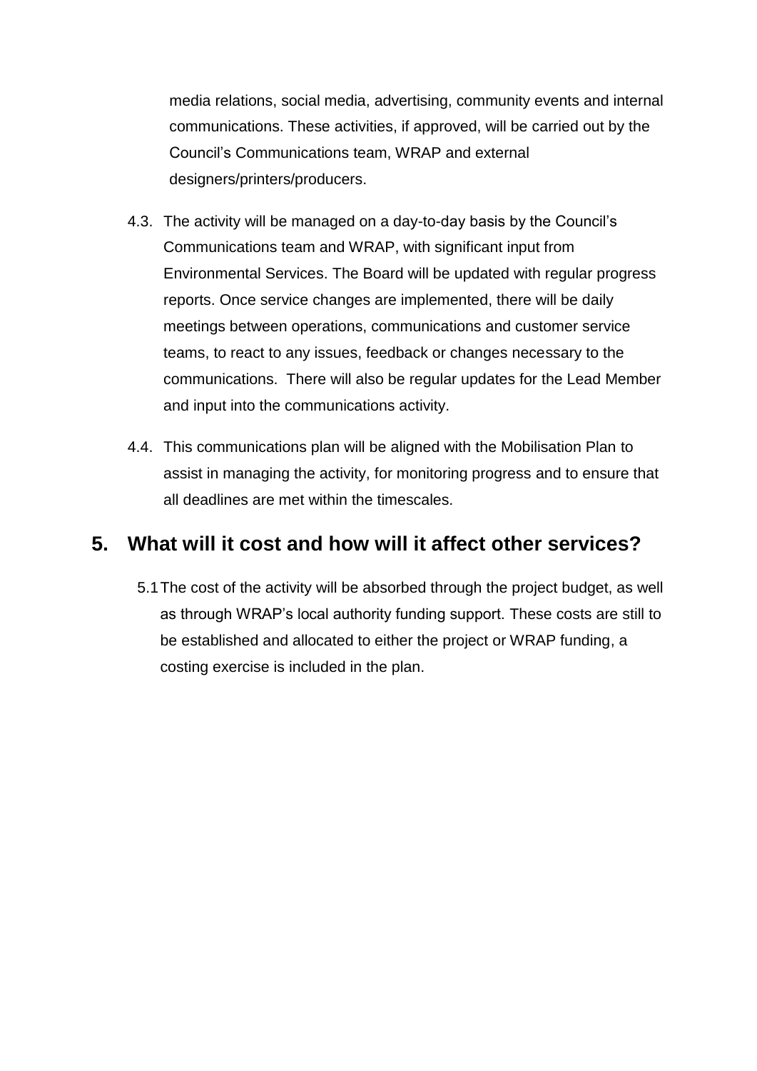media relations, social media, advertising, community events and internal communications. These activities, if approved, will be carried out by the Council's Communications team, WRAP and external designers/printers/producers.

4.3. The activity will be managed on a day-to-day basis by the Council's Communications team and WRAP, with significant input from Environmental Services. The Board will be updated with regular progress reports. Once service changes are implemented, there will be daily meetings between operations, communications and customer service teams, to react to any issues, feedback or changes necessary to the communications. There will also be regular updates for the Lead Member and input into the communications activity.

4.4. This communications plan will be aligned with the Mobilisation Plan to assist in managing the activity, for monitoring progress and to ensure that all deadlines are met within the timescales.

## 5. What will it cost and how will it affect other services?

5.1 The cost of the activity will be absorbed through the project budget, as well as through WRAP's local authority funding support. These costs are still to be established and allocated to either the project or WRAP funding, a costing exercise is included in the plan.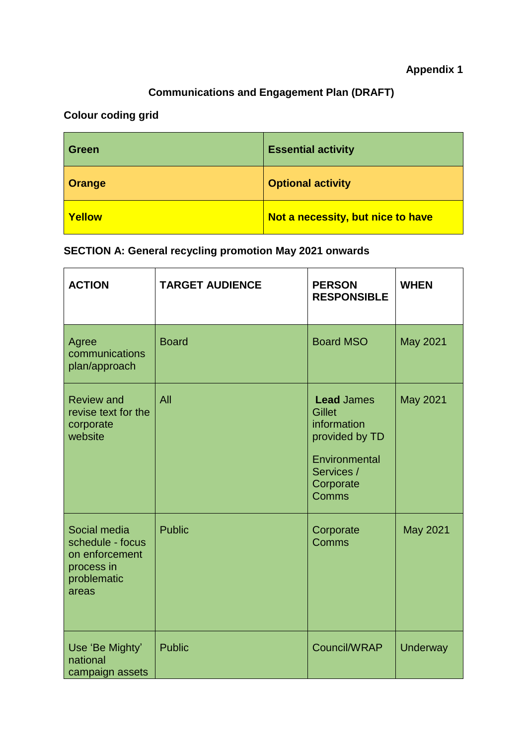**Appendix 1**

**Communications and Engagement Plan (DRAFT)**

**Colour coding grid**

| **Green** | **Essential activity** |
|---|---|
| **Orange** | **Optional activity** |
| **Yellow** | **Not a necessity, but nice to have** |

**SECTION A: General recycling promotion May 2021 onwards**

| **ACTION** | **TARGET AUDIENCE** | **PERSON RESPONSIBLE** | **WHEN** |
|---|---|---|---|
| Agree communications plan/approach | Board | Board MSO | May 2021 |
| Review and revise text for the corporate website | All | **Lead** James Gillet information provided by TD<br><br>Environmental Services / Corporate Comms | May 2021 |
| Social media schedule - focus on enforcement process in problematic areas | Public | Corporate Comms | May 2021 |
| Use 'Be Mighty' national campaign assets | Public | Council/WRAP | Underway |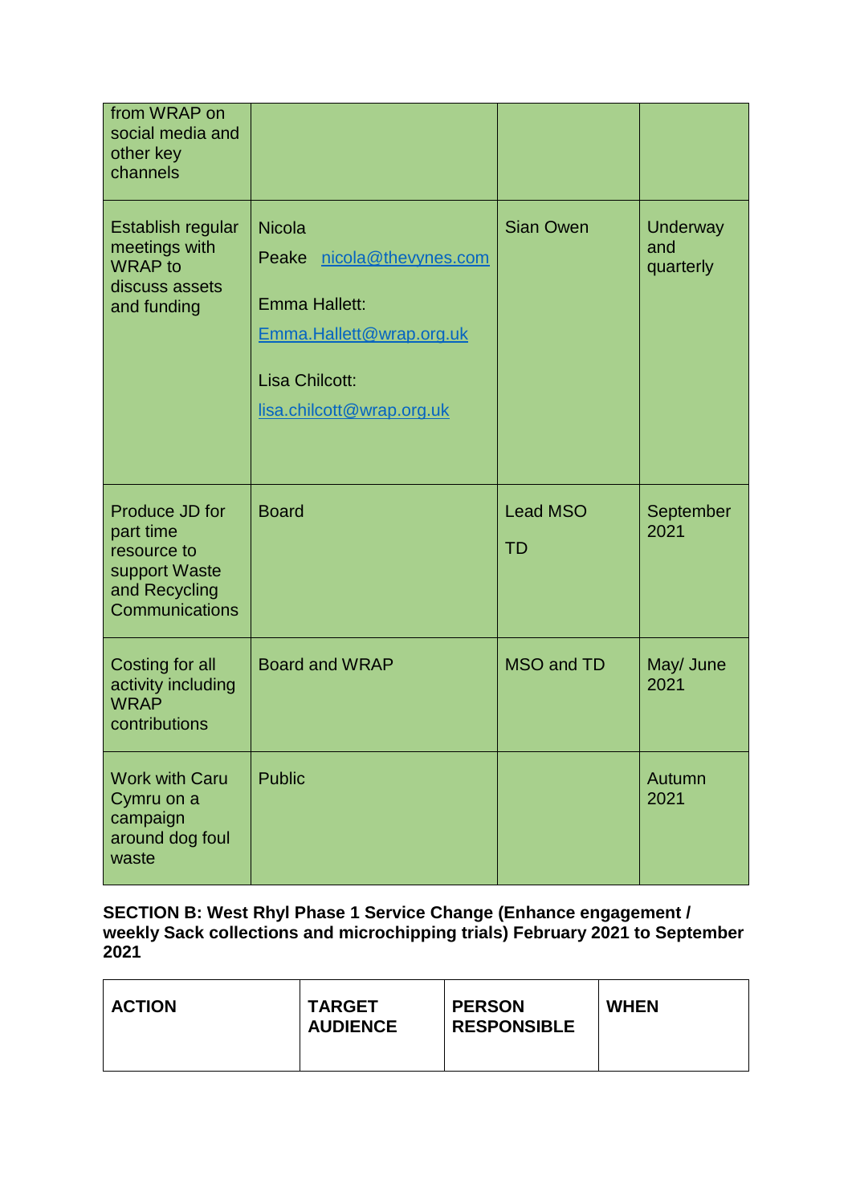| | | | |
|---|---|---|---|
| from WRAP on social media and other key channels | | | |
| Establish regular meetings with WRAP to discuss assets and funding | Nicola Peake nicola@thevynes.com<br><br>Emma Hallett: Emma.Hallett@wrap.org.uk<br><br>Lisa Chilcott: lisa.chilcott@wrap.org.uk | Sian Owen | Underway and quarterly |
| Produce JD for part time resource to support Waste and Recycling Communications | Board | Lead MSO<br><br>TD | September 2021 |
| Costing for all activity including WRAP contributions | Board and WRAP | MSO and TD | May/ June 2021 |
| Work with Caru Cymru on a campaign around dog foul waste | Public | | Autumn 2021 |

**SECTION B: West Rhyl Phase 1 Service Change (Enhance engagement / weekly Sack collections and microchipping trials) February 2021 to September 2021**

| ACTION | TARGET AUDIENCE | PERSON RESPONSIBLE | WHEN |
|---|---|---|---|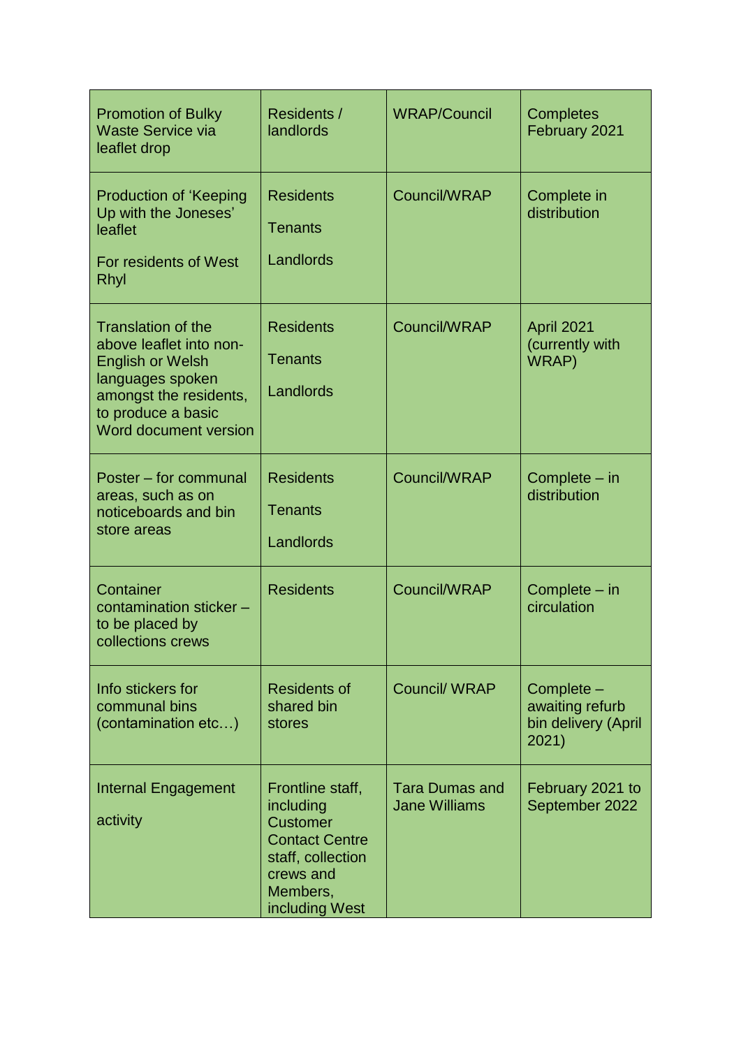| | | | |
|---|---|---|---|
| Promotion of Bulky Waste Service via leaflet drop | Residents / landlords | WRAP/Council | Completes February 2021 |
| Production of 'Keeping Up with the Joneses' leaflet<br><br>For residents of West Rhyl | Residents<br><br>Tenants<br><br>Landlords | Council/WRAP | Complete in distribution |
| Translation of the above leaflet into non-English or Welsh languages spoken amongst the residents, to produce a basic Word document version | Residents<br><br>Tenants<br><br>Landlords | Council/WRAP | April 2021 (currently with WRAP) |
| Poster – for communal areas, such as on noticeboards and bin store areas | Residents<br><br>Tenants<br><br>Landlords | Council/WRAP | Complete – in distribution |
| Container contamination sticker – to be placed by collections crews | Residents | Council/WRAP | Complete – in circulation |
| Info stickers for communal bins (contamination etc…) | Residents of shared bin stores | Council/ WRAP | Complete – awaiting refurb bin delivery (April 2021) |
| Internal Engagement<br><br>activity | Frontline staff, including Customer Contact Centre staff, collection crews and Members, including West | Tara Dumas and Jane Williams | February 2021 to September 2022 |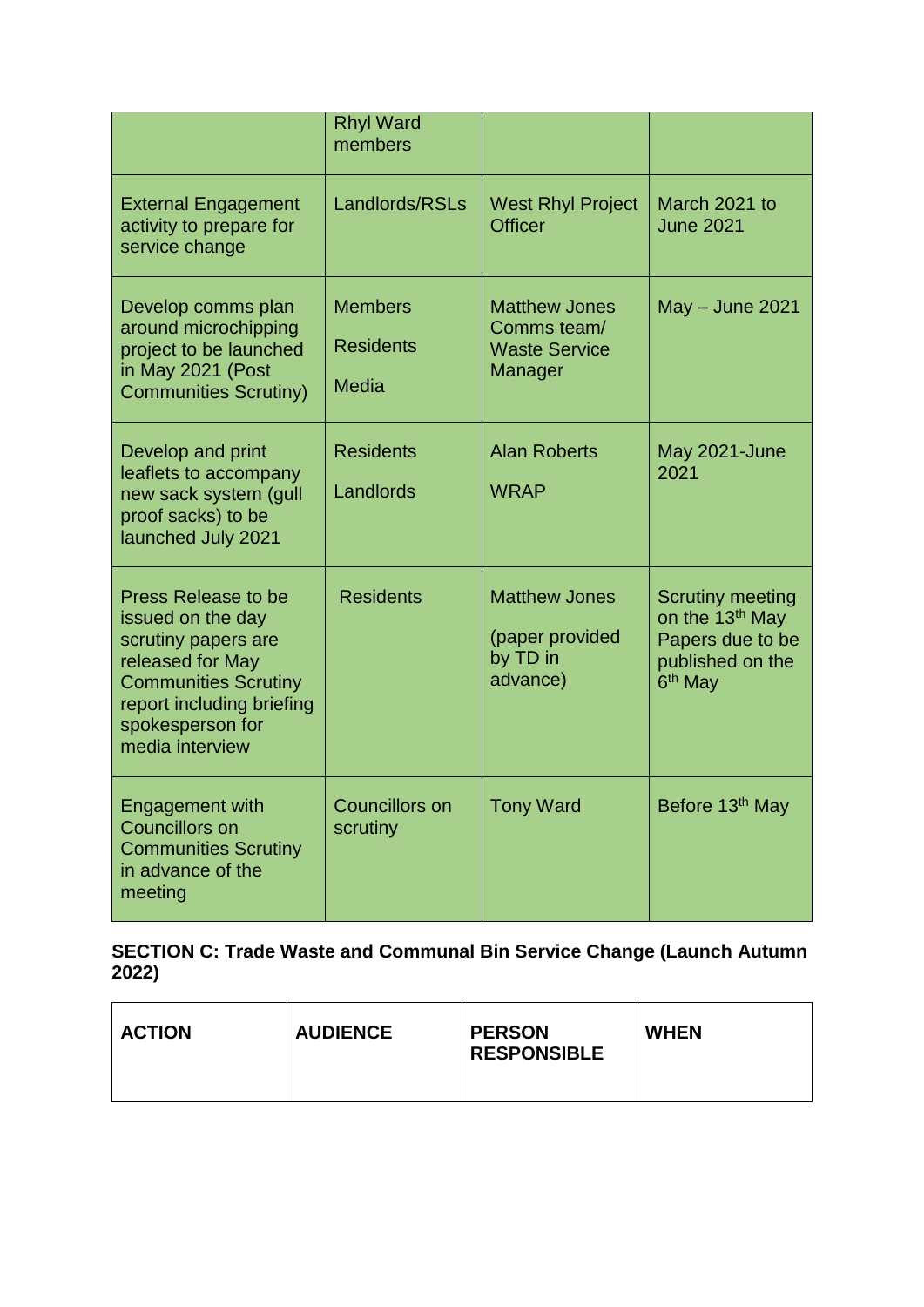| | | | |
|---|---|---|---|
| | Rhyl Ward members | | |
| External Engagement activity to prepare for service change | Landlords/RSLs | West Rhyl Project Officer | March 2021 to June 2021 |
| Develop comms plan around microchipping project to be launched in May 2021 (Post Communities Scrutiny) | Members<br><br>Residents<br><br>Media | Matthew Jones Comms team/ Waste Service Manager | May – June 2021 |
| Develop and print leaflets to accompany new sack system (gull proof sacks) to be launched July 2021 | Residents<br><br>Landlords | Alan Roberts<br><br>WRAP | May 2021-June 2021 |
| Press Release to be issued on the day scrutiny papers are released for May Communities Scrutiny report including briefing spokesperson for media interview | Residents | Matthew Jones<br><br>(paper provided by TD in advance) | Scrutiny meeting on the 13th May Papers due to be published on the 6th May |
| Engagement with Councillors on Communities Scrutiny in advance of the meeting | Councillors on scrutiny | Tony Ward | Before 13th May |

**SECTION C: Trade Waste and Communal Bin Service Change (Launch Autumn 2022)**

| ACTION | AUDIENCE | PERSON RESPONSIBLE | WHEN |
|---|---|---|---|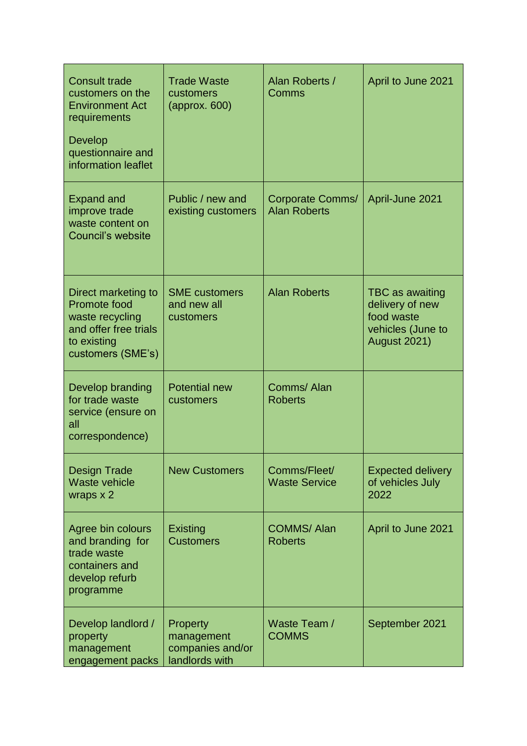| | | | |
|---|---|---|---|
| Consult trade customers on the Environment Act requirements<br><br>Develop questionnaire and information leaflet | Trade Waste customers (approx. 600) | Alan Roberts / Comms | April to June 2021 |
| Expand and improve trade waste content on Council's website | Public / new and existing customers | Corporate Comms/ Alan Roberts | April-June 2021 |
| Direct marketing to Promote food waste recycling and offer free trials to existing customers (SME's) | SME customers and new all customers | Alan Roberts | TBC as awaiting delivery of new food waste vehicles (June to August 2021) |
| Develop branding for trade waste service (ensure on all correspondence) | Potential new customers | Comms/ Alan Roberts | |
| Design Trade Waste vehicle wraps x 2 | New Customers | Comms/Fleet/ Waste Service | Expected delivery of vehicles July 2022 |
| Agree bin colours and branding for trade waste containers and develop refurb programme | Existing Customers | COMMS/ Alan Roberts | April to June 2021 |
| Develop landlord / property management engagement packs | Property management companies and/or landlords with | Waste Team / COMMS | September 2021 |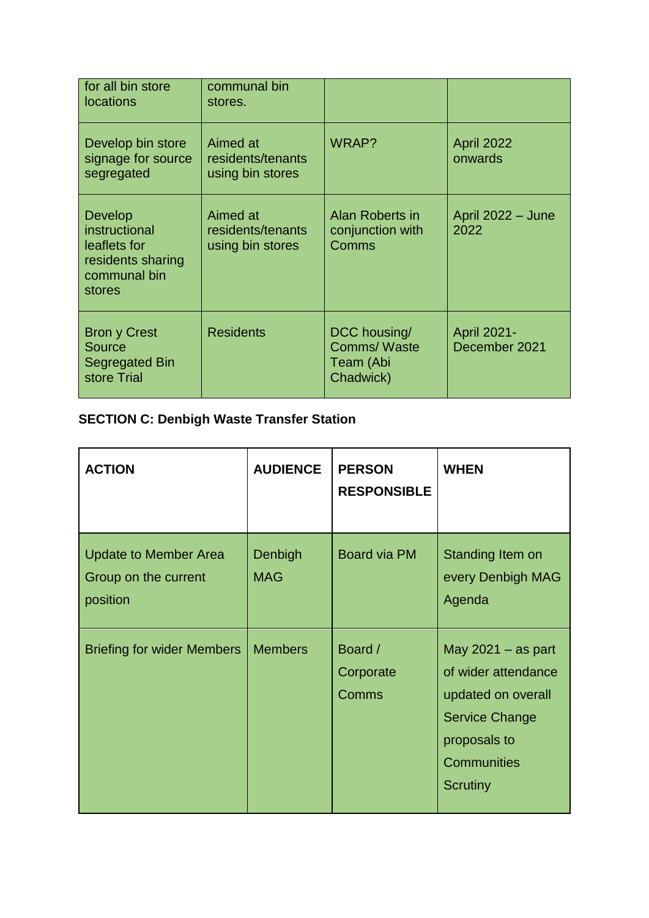| | | | |
|---|---|---|---|
| for all bin store locations | communal bin stores. | | |
| Develop bin store signage for source segregated | Aimed at residents/tenants using bin stores | WRAP? | April 2022 onwards |
| Develop instructional leaflets for residents sharing communal bin stores | Aimed at residents/tenants using bin stores | Alan Roberts in conjunction with Comms | April 2022 – June 2022 |
| Bron y Crest Source Segregated Bin store Trial | Residents | DCC housing/ Comms/ Waste Team (Abi Chadwick) | April 2021- December 2021 |

**SECTION C: Denbigh Waste Transfer Station**

| ACTION | AUDIENCE | PERSON RESPONSIBLE | WHEN |
|---|---|---|---|
| Update to Member Area Group on the current position | Denbigh MAG | Board via PM | Standing Item on every Denbigh MAG Agenda |
| Briefing for wider Members | Members | Board / Corporate Comms | May 2021 – as part of wider attendance updated on overall Service Change proposals to Communities Scrutiny |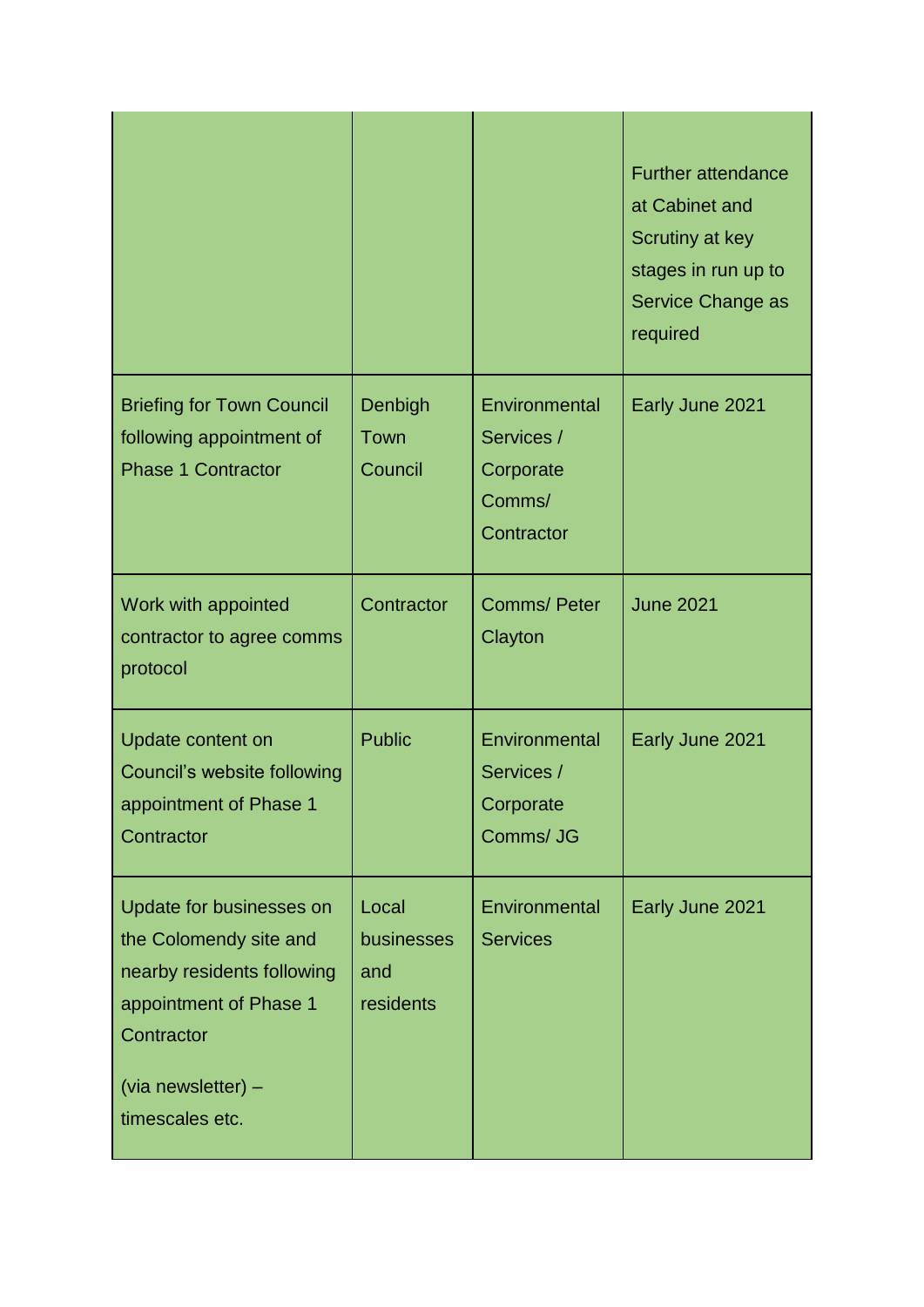| | | | |
|---|---|---|---|
| | | | Further attendance at Cabinet and Scrutiny at key stages in run up to Service Change as required |
| Briefing for Town Council following appointment of Phase 1 Contractor | Denbigh Town Council | Environmental Services / Corporate Comms/ Contractor | Early June 2021 |
| Work with appointed contractor to agree comms protocol | Contractor | Comms/ Peter Clayton | June 2021 |
| Update content on Council's website following appointment of Phase 1 Contractor | Public | Environmental Services / Corporate Comms/ JG | Early June 2021 |
| Update for businesses on the Colomendy site and nearby residents following appointment of Phase 1 Contractor<br><br>(via newsletter) – timescales etc. | Local businesses and residents | Environmental Services | Early June 2021 |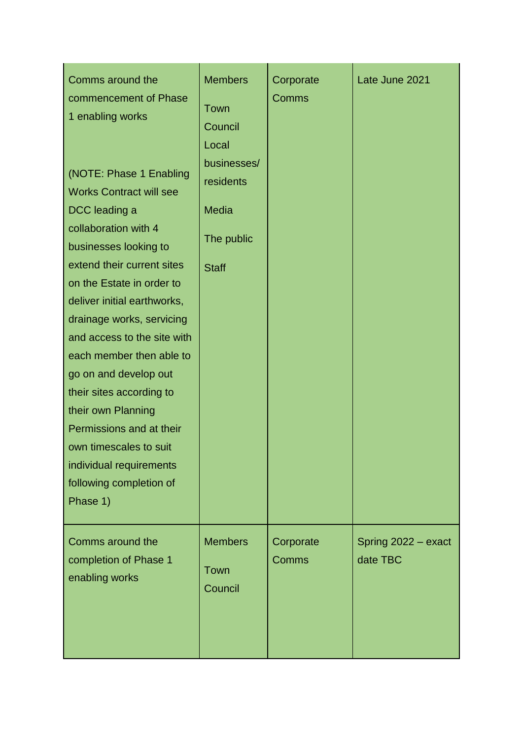| | | | |
|---|---|---|---|
| Comms around the commencement of Phase 1 enabling works<br><br>(NOTE: Phase 1 Enabling Works Contract will see DCC leading a collaboration with 4 businesses looking to extend their current sites on the Estate in order to deliver initial earthworks, drainage works, servicing and access to the site with each member then able to go on and develop out their sites according to their own Planning Permissions and at their own timescales to suit individual requirements following completion of Phase 1) | Members<br><br>Town Council<br>Local businesses/ residents<br><br>Media<br><br>The public<br><br>Staff | Corporate Comms | Late June 2021 |
| Comms around the completion of Phase 1 enabling works | Members<br><br>Town Council | Corporate Comms | Spring 2022 – exact date TBC |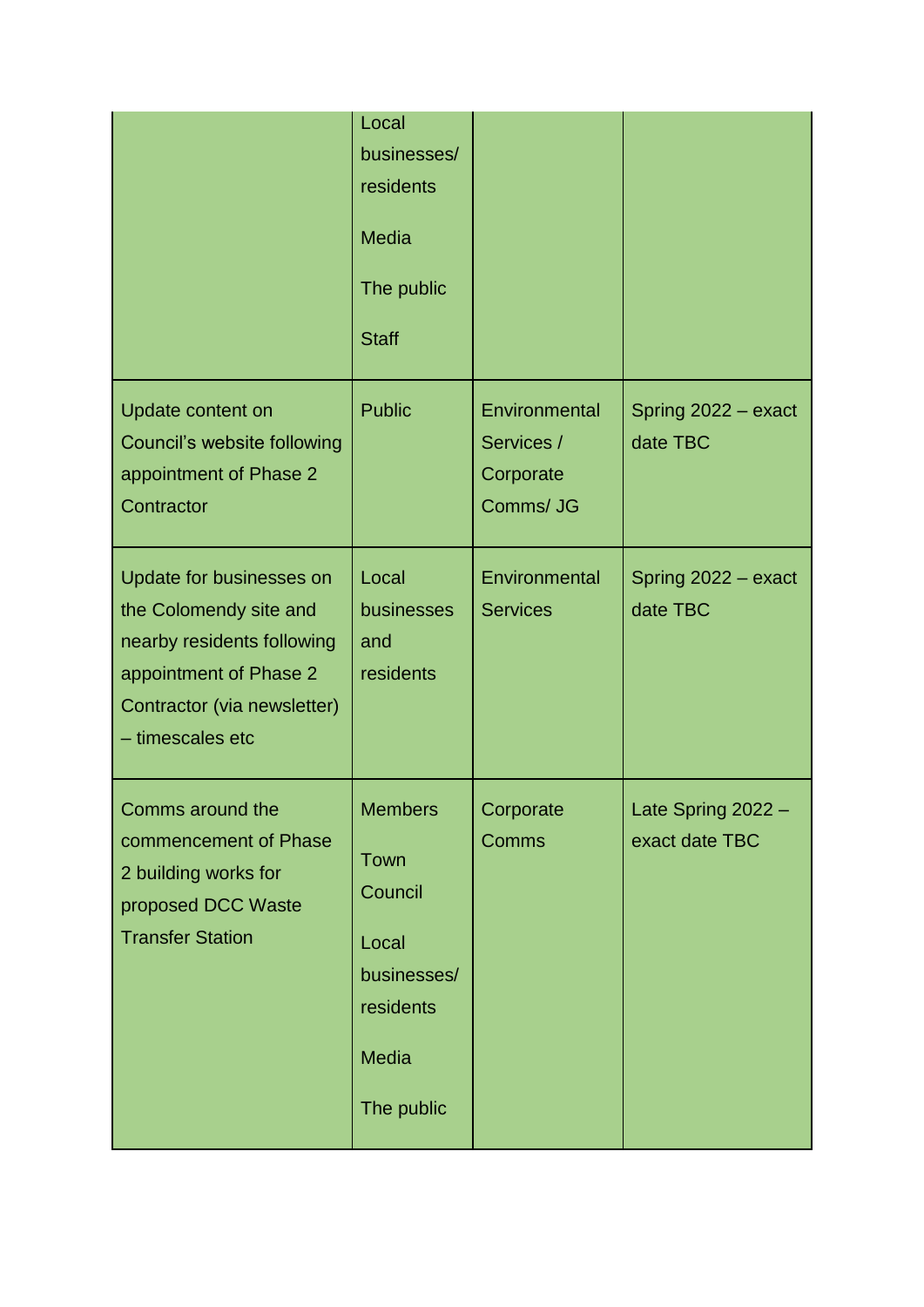| | | | |
|---|---|---|---|
| | Local businesses/ residents<br><br>Media<br><br>The public<br><br>Staff | | |
| Update content on Council's website following appointment of Phase 2 Contractor | Public | Environmental Services / Corporate Comms/ JG | Spring 2022 – exact date TBC |
| Update for businesses on the Colomendy site and nearby residents following appointment of Phase 2 Contractor (via newsletter) – timescales etc | Local businesses and residents | Environmental Services | Spring 2022 – exact date TBC |
| Comms around the commencement of Phase 2 building works for proposed DCC Waste Transfer Station | Members<br><br>Town Council<br><br>Local businesses/ residents<br><br>Media<br><br>The public | Corporate Comms | Late Spring 2022 – exact date TBC |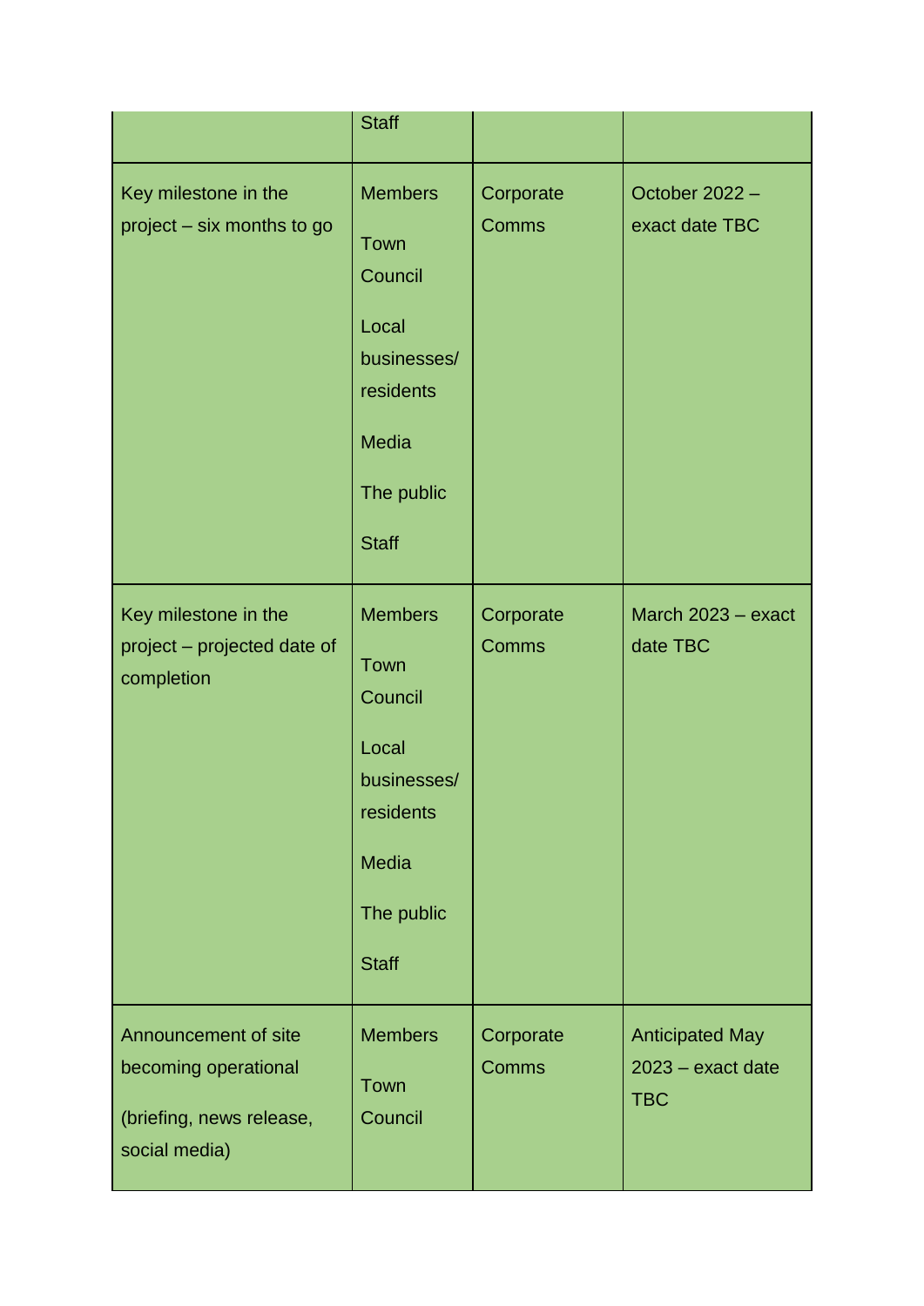| | | | |
|---|---|---|---|
| | Staff | | |
| Key milestone in the project – six months to go | Members<br><br>Town Council<br><br>Local businesses/ residents<br><br>Media<br><br>The public<br><br>Staff | Corporate Comms | October 2022 – exact date TBC |
| Key milestone in the project – projected date of completion | Members<br><br>Town Council<br><br>Local businesses/ residents<br><br>Media<br><br>The public<br><br>Staff | Corporate Comms | March 2023 – exact date TBC |
| Announcement of site becoming operational<br><br>(briefing, news release, social media) | Members<br><br>Town Council | Corporate Comms | Anticipated May 2023 – exact date TBC |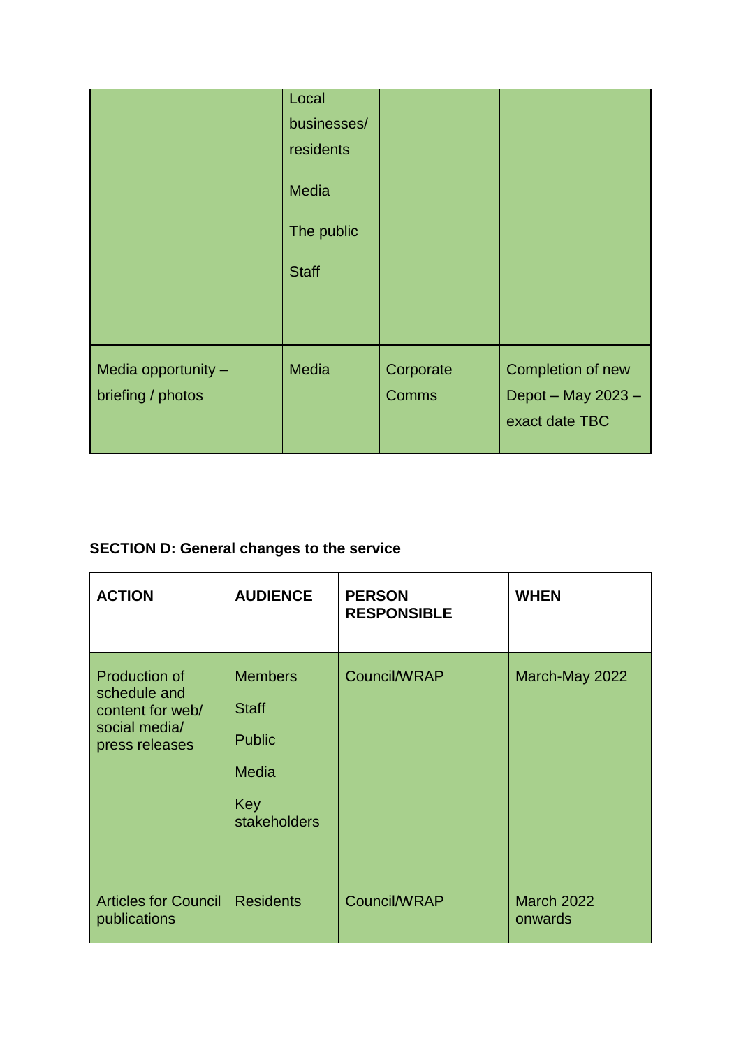| | | | |
|---|---|---|---|
| | Local businesses/ residents<br><br>Media<br><br>The public<br><br>Staff | | |
| Media opportunity – briefing / photos | Media | Corporate Comms | Completion of new Depot – May 2023 – exact date TBC |

**SECTION D: General changes to the service**

| ACTION | AUDIENCE | PERSON RESPONSIBLE | WHEN |
|---|---|---|---|
| Production of schedule and content for web/ social media/ press releases | Members<br>Staff<br>Public<br>Media<br>Key stakeholders | Council/WRAP | March-May 2022 |
| Articles for Council publications | Residents | Council/WRAP | March 2022 onwards |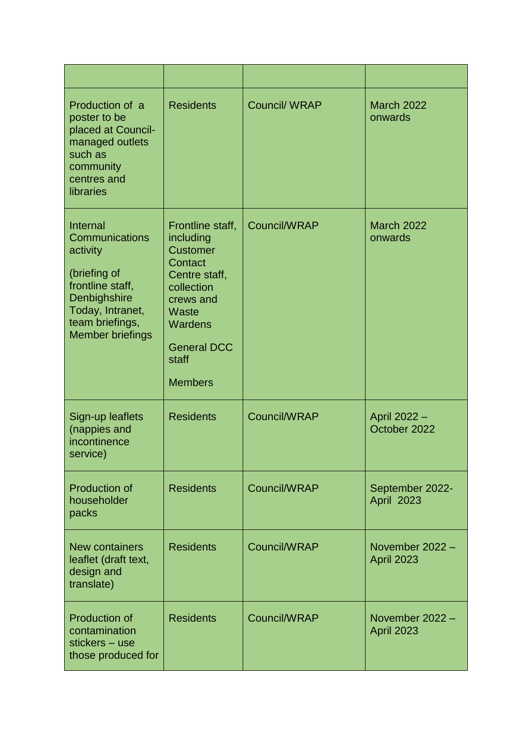| | | | |
|---|---|---|---|
| Production of a poster to be placed at Council-managed outlets such as community centres and libraries | Residents | Council/ WRAP | March 2022 onwards |
| Internal Communications activity<br><br>(briefing of frontline staff, Denbighshire Today, Intranet, team briefings, Member briefings | Frontline staff, including Customer Contact Centre staff, collection crews and Waste Wardens<br><br>General DCC staff<br><br>Members | Council/WRAP | March 2022 onwards |
| Sign-up leaflets (nappies and incontinence service) | Residents | Council/WRAP | April 2022 – October 2022 |
| Production of householder packs | Residents | Council/WRAP | September 2022- April 2023 |
| New containers leaflet (draft text, design and translate) | Residents | Council/WRAP | November 2022 – April 2023 |
| Production of contamination stickers – use those produced for | Residents | Council/WRAP | November 2022 – April 2023 |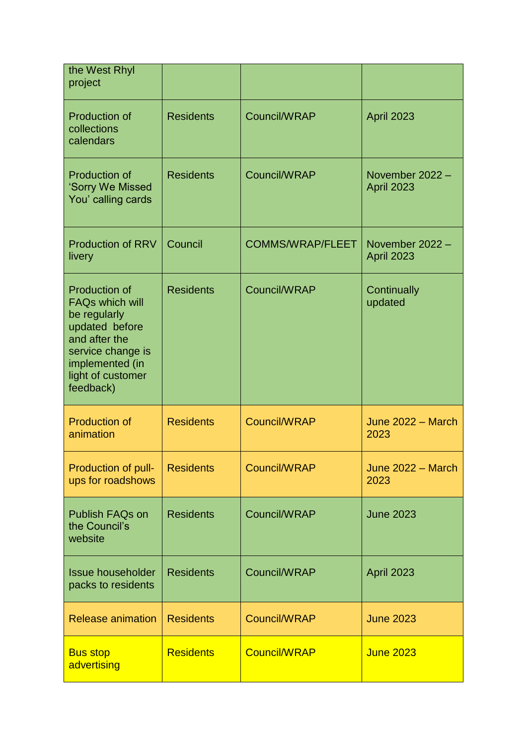| | | | |
|---|---|---|---|
| the West Rhyl project | | | |
| Production of collections calendars | Residents | Council/WRAP | April 2023 |
| Production of 'Sorry We Missed You' calling cards | Residents | Council/WRAP | November 2022 – April 2023 |
| Production of RRV livery | Council | COMMS/WRAP/FLEET | November 2022 – April 2023 |
| Production of FAQs which will be regularly updated before and after the service change is implemented (in light of customer feedback) | Residents | Council/WRAP | Continually updated |
| Production of animation | Residents | Council/WRAP | June 2022 – March 2023 |
| Production of pull-ups for roadshows | Residents | Council/WRAP | June 2022 – March 2023 |
| Publish FAQs on the Council's website | Residents | Council/WRAP | June 2023 |
| Issue householder packs to residents | Residents | Council/WRAP | April 2023 |
| Release animation | Residents | Council/WRAP | June 2023 |
| Bus stop advertising | Residents | Council/WRAP | June 2023 |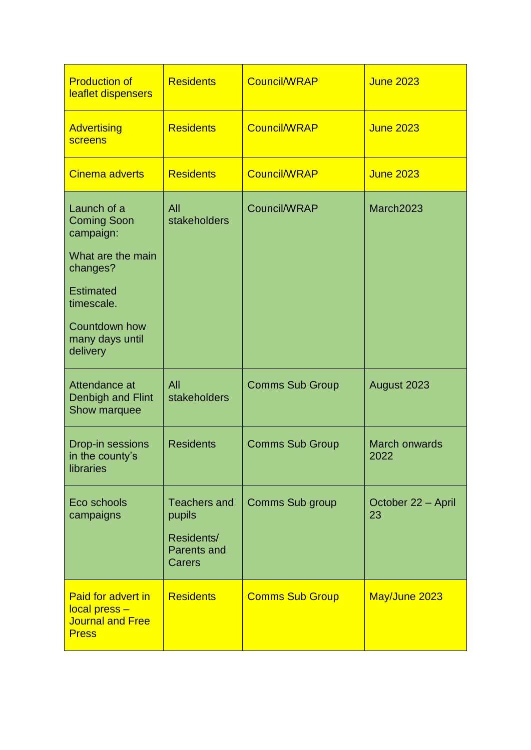| | | | |
|---|---|---|---|
| Production of leaflet dispensers | Residents | Council/WRAP | June 2023 |
| Advertising screens | Residents | Council/WRAP | June 2023 |
| Cinema adverts | Residents | Council/WRAP | June 2023 |
| Launch of a Coming Soon campaign:<br><br>What are the main changes?<br><br>Estimated timescale.<br><br>Countdown how many days until delivery | All stakeholders | Council/WRAP | March2023 |
| Attendance at Denbigh and Flint Show marquee | All stakeholders | Comms Sub Group | August 2023 |
| Drop-in sessions in the county's libraries | Residents | Comms Sub Group | March onwards 2022 |
| Eco schools campaigns | Teachers and pupils<br><br>Residents/ Parents and Carers | Comms Sub group | October 22 – April 23 |
| Paid for advert in local press – Journal and Free Press | Residents | Comms Sub Group | May/June 2023 |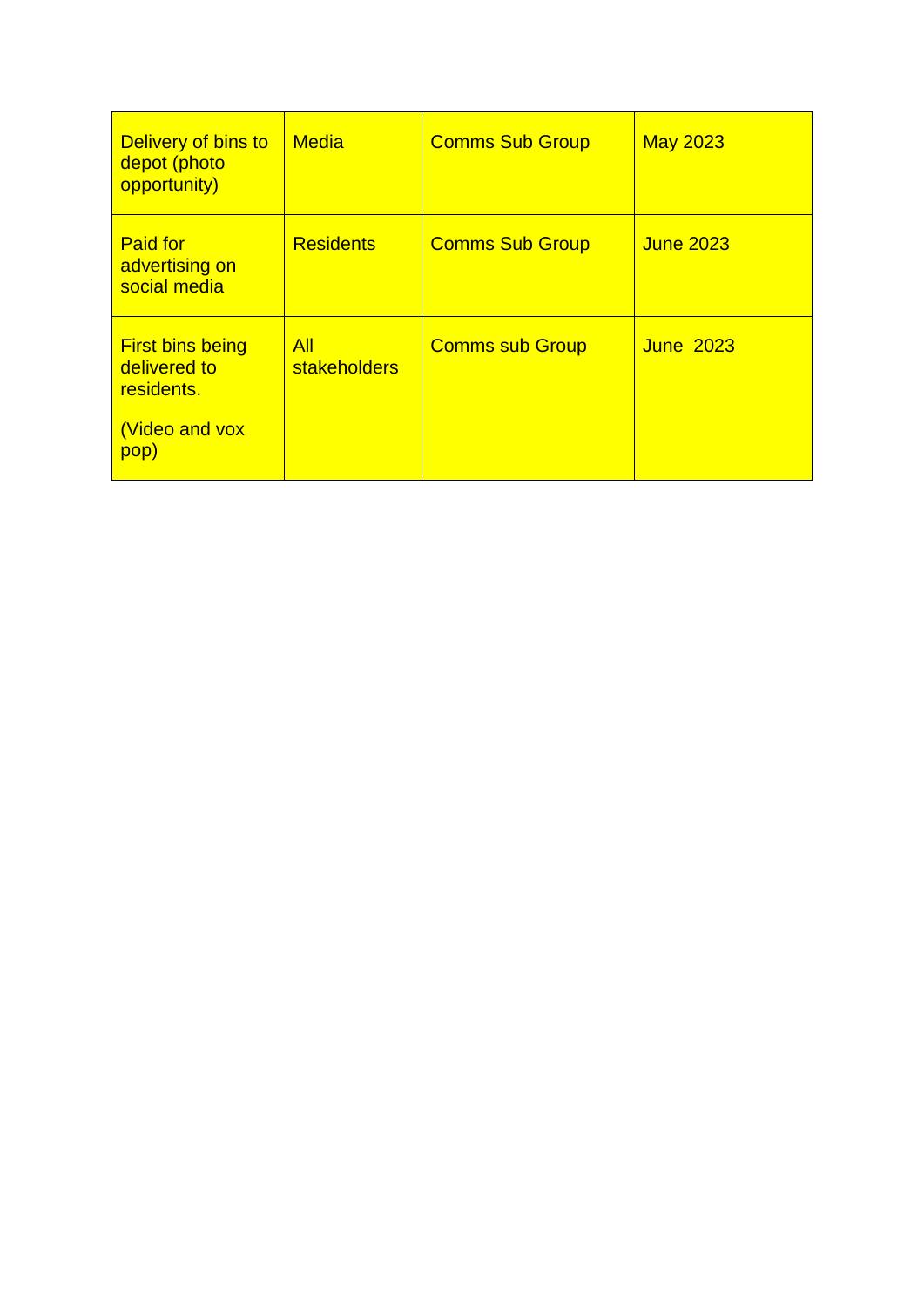| | | | |
|---|---|---|---|
| Delivery of bins to depot (photo opportunity) | Media | Comms Sub Group | May 2023 |
| Paid for advertising on social media | Residents | Comms Sub Group | June 2023 |
| First bins being delivered to residents.<br><br>(Video and vox pop) | All stakeholders | Comms sub Group | June 2023 |